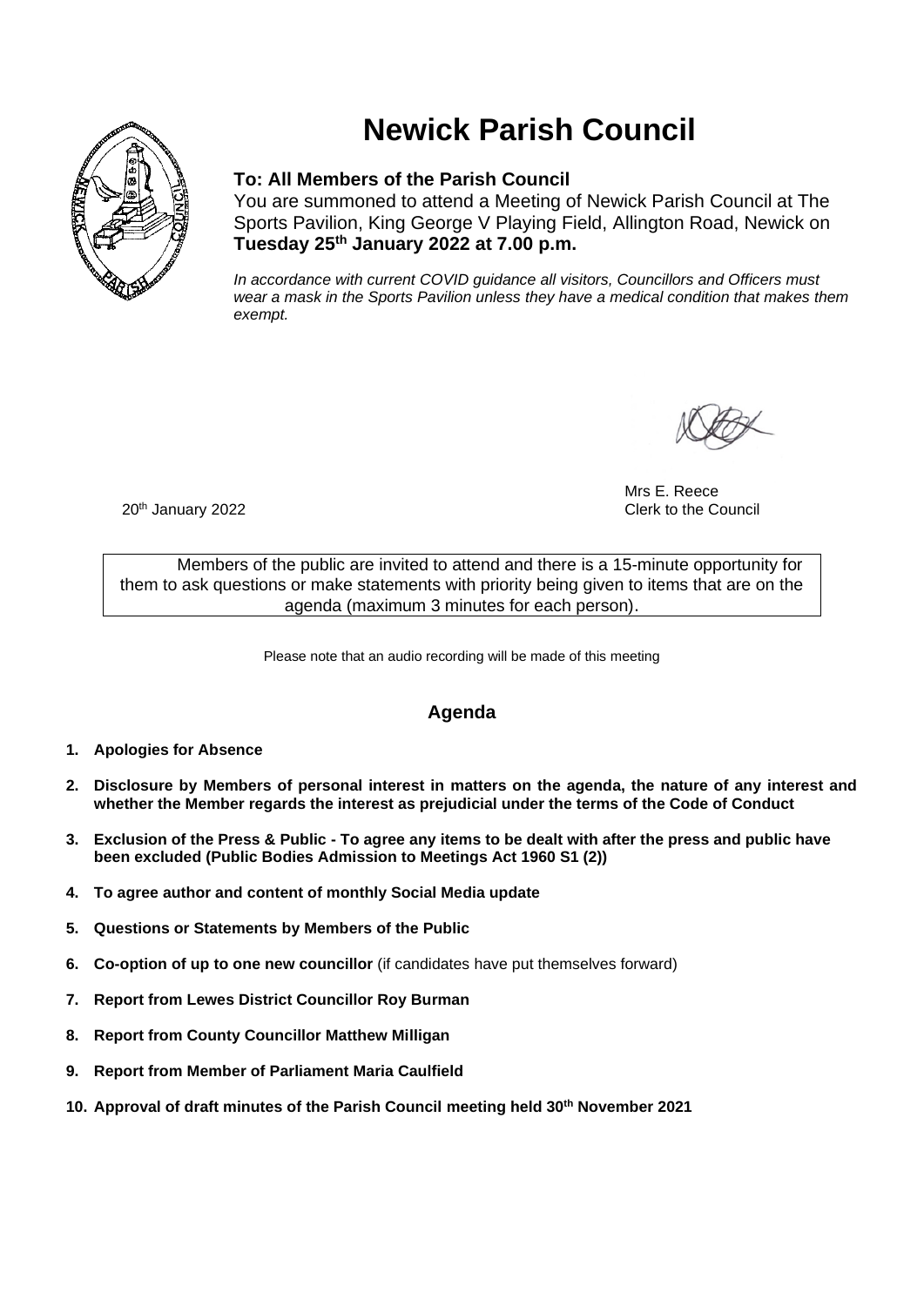# Newick Parish Council

**To: All Members of the Parish Council**

You are summoned to attend a Meeting of Newick Parish Council at The Sports Pavilion, King George V Playing Field, Allington Road, Newick on **Tuesday 25th January 2022 at 7.00 p.m.**

*In accordance with current COVID guidance all visitors, Councillors and Officers must wear a mask in the Sports Pavilion unless they have a medical condition that makes them exempt.*

Mrs E. Reece
Clerk to the Council

20th January 2022

> Members of the public are invited to attend and there is a 15-minute opportunity for them to ask questions or make statements with priority being given to items that are on the agenda (maximum 3 minutes for each person).

Please note that an audio recording will be made of this meeting

## Agenda

1. **Apologies for Absence**
2. **Disclosure by Members of personal interest in matters on the agenda, the nature of any interest and whether the Member regards the interest as prejudicial under the terms of the Code of Conduct**
3. **Exclusion of the Press & Public - To agree any items to be dealt with after the press and public have been excluded (Public Bodies Admission to Meetings Act 1960 S1 (2))**
4. **To agree author and content of monthly Social Media update**
5. **Questions or Statements by Members of the Public**
6. **Co-option of up to one new councillor** (if candidates have put themselves forward)
7. **Report from Lewes District Councillor Roy Burman**
8. **Report from County Councillor Matthew Milligan**
9. **Report from Member of Parliament Maria Caulfield**
10. **Approval of draft minutes of the Parish Council meeting held 30th November 2021**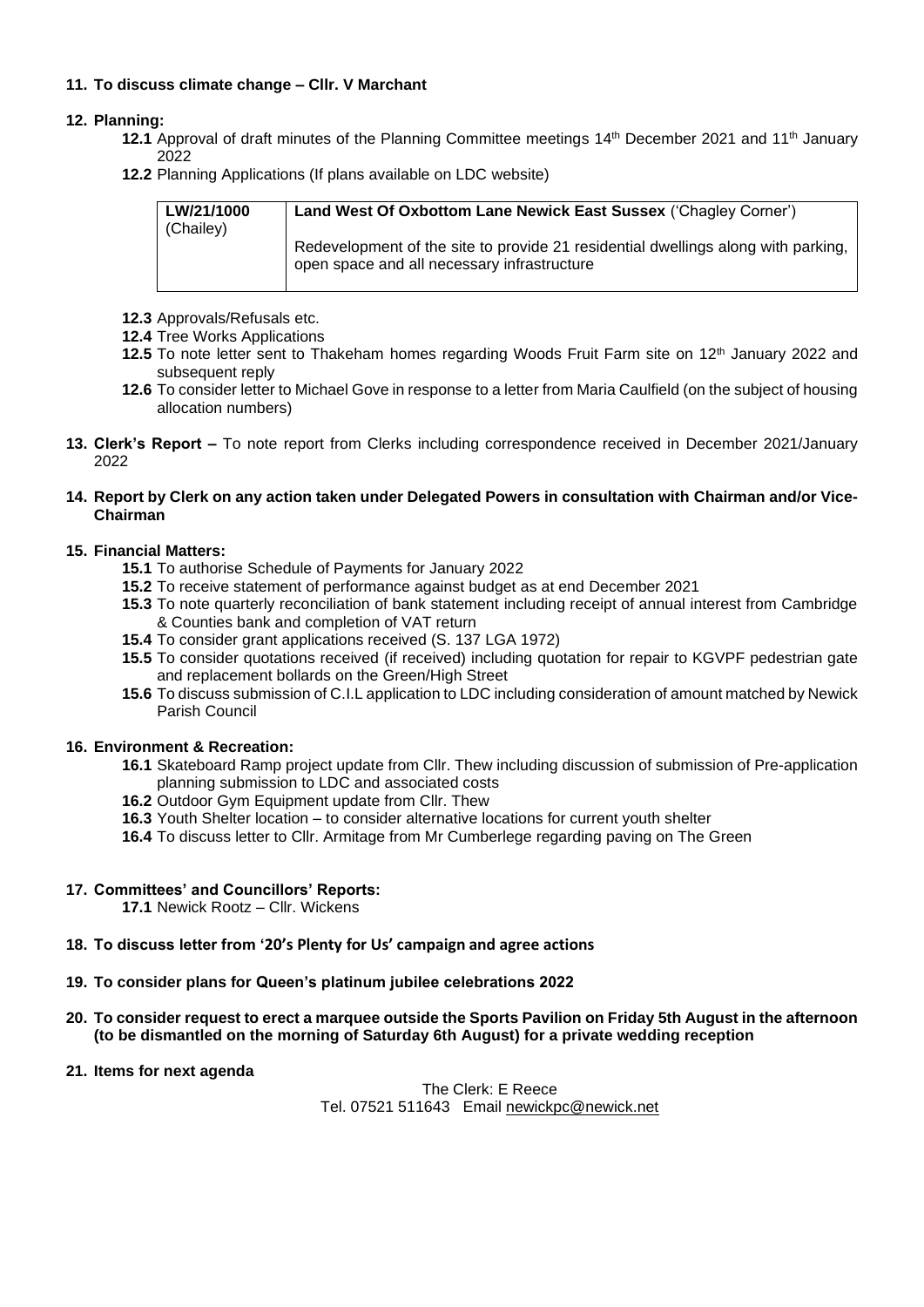**11. To discuss climate change – Cllr. V Marchant**

**12. Planning:**

- **12.1** Approval of draft minutes of the Planning Committee meetings 14th December 2021 and 11th January 2022
- **12.2** Planning Applications (If plans available on LDC website)

| | |
|---|---|
| **LW/21/1000** (Chailey) | **Land West Of Oxbottom Lane Newick East Sussex** ('Chagley Corner')<br><br>Redevelopment of the site to provide 21 residential dwellings along with parking, open space and all necessary infrastructure |

- **12.3** Approvals/Refusals etc.
- **12.4** Tree Works Applications
- **12.5** To note letter sent to Thakeham homes regarding Woods Fruit Farm site on 12th January 2022 and subsequent reply
- **12.6** To consider letter to Michael Gove in response to a letter from Maria Caulfield (on the subject of housing allocation numbers)

**13. Clerk's Report –** To note report from Clerks including correspondence received in December 2021/January 2022

**14. Report by Clerk on any action taken under Delegated Powers in consultation with Chairman and/or Vice-Chairman**

**15. Financial Matters:**

- **15.1** To authorise Schedule of Payments for January 2022
- **15.2** To receive statement of performance against budget as at end December 2021
- **15.3** To note quarterly reconciliation of bank statement including receipt of annual interest from Cambridge & Counties bank and completion of VAT return
- **15.4** To consider grant applications received (S. 137 LGA 1972)
- **15.5** To consider quotations received (if received) including quotation for repair to KGVPF pedestrian gate and replacement bollards on the Green/High Street
- **15.6** To discuss submission of C.I.L application to LDC including consideration of amount matched by Newick Parish Council

**16. Environment & Recreation:**

- **16.1** Skateboard Ramp project update from Cllr. Thew including discussion of submission of Pre-application planning submission to LDC and associated costs
- **16.2** Outdoor Gym Equipment update from Cllr. Thew
- **16.3** Youth Shelter location – to consider alternative locations for current youth shelter
- **16.4** To discuss letter to Cllr. Armitage from Mr Cumberlege regarding paving on The Green

**17. Committees' and Councillors' Reports:**

- **17.1** Newick Rootz – Cllr. Wickens

**18. To discuss letter from '20's Plenty for Us' campaign and agree actions**

**19. To consider plans for Queen's platinum jubilee celebrations 2022**

**20. To consider request to erect a marquee outside the Sports Pavilion on Friday 5th August in the afternoon (to be dismantled on the morning of Saturday 6th August) for a private wedding reception**

**21. Items for next agenda**

The Clerk: E Reece
Tel. 07521 511643 Email newickpc@newick.net